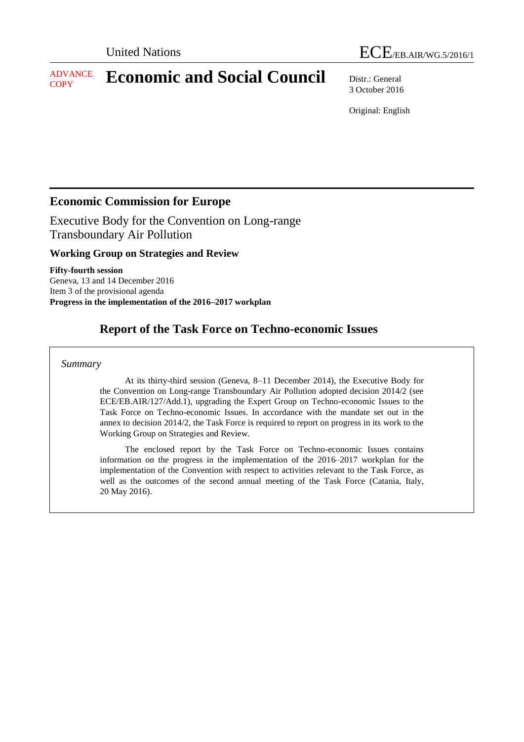United Nations

ECE/EB.AIR/WG.5/2016/1

ADVANCE COPY

# Economic and Social Council

Distr.: General
3 October 2016

Original: English

## Economic Commission for Europe

Executive Body for the Convention on Long-range Transboundary Air Pollution

### Working Group on Strategies and Review

**Fifty-fourth session**
Geneva, 13 and 14 December 2016
Item 3 of the provisional agenda
**Progress in the implementation of the 2016–2017 workplan**

## Report of the Task Force on Techno-economic Issues

*Summary*

At its thirty-third session (Geneva, 8–11 December 2014), the Executive Body for the Convention on Long-range Transboundary Air Pollution adopted decision 2014/2 (see ECE/EB.AIR/127/Add.1), upgrading the Expert Group on Techno-economic Issues to the Task Force on Techno-economic Issues. In accordance with the mandate set out in the annex to decision 2014/2, the Task Force is required to report on progress in its work to the Working Group on Strategies and Review.

The enclosed report by the Task Force on Techno-economic Issues contains information on the progress in the implementation of the 2016–2017 workplan for the implementation of the Convention with respect to activities relevant to the Task Force, as well as the outcomes of the second annual meeting of the Task Force (Catania, Italy, 20 May 2016).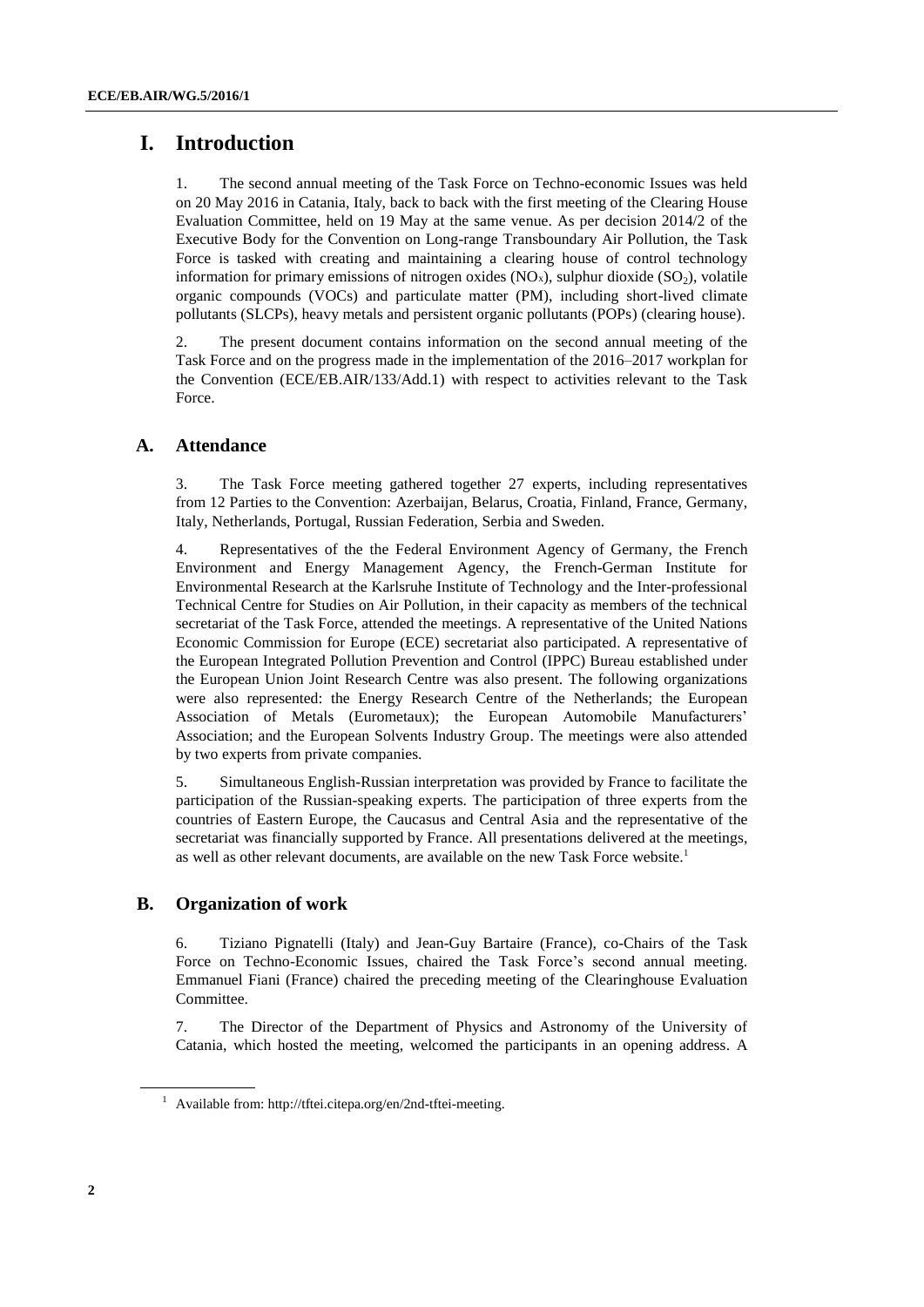# I. Introduction

1. The second annual meeting of the Task Force on Techno-economic Issues was held on 20 May 2016 in Catania, Italy, back to back with the first meeting of the Clearing House Evaluation Committee, held on 19 May at the same venue. As per decision 2014/2 of the Executive Body for the Convention on Long-range Transboundary Air Pollution, the Task Force is tasked with creating and maintaining a clearing house of control technology information for primary emissions of nitrogen oxides ($NO_x$), sulphur dioxide ($SO_2$), volatile organic compounds (VOCs) and particulate matter (PM), including short-lived climate pollutants (SLCPs), heavy metals and persistent organic pollutants (POPs) (clearing house).

2. The present document contains information on the second annual meeting of the Task Force and on the progress made in the implementation of the 2016–2017 workplan for the Convention (ECE/EB.AIR/133/Add.1) with respect to activities relevant to the Task Force.

## A. Attendance

3. The Task Force meeting gathered together 27 experts, including representatives from 12 Parties to the Convention: Azerbaijan, Belarus, Croatia, Finland, France, Germany, Italy, Netherlands, Portugal, Russian Federation, Serbia and Sweden.

4. Representatives of the the Federal Environment Agency of Germany, the French Environment and Energy Management Agency, the French-German Institute for Environmental Research at the Karlsruhe Institute of Technology and the Inter-professional Technical Centre for Studies on Air Pollution, in their capacity as members of the technical secretariat of the Task Force, attended the meetings. A representative of the United Nations Economic Commission for Europe (ECE) secretariat also participated. A representative of the European Integrated Pollution Prevention and Control (IPPC) Bureau established under the European Union Joint Research Centre was also present. The following organizations were also represented: the Energy Research Centre of the Netherlands; the European Association of Metals (Eurometaux); the European Automobile Manufacturers' Association; and the European Solvents Industry Group. The meetings were also attended by two experts from private companies.

5. Simultaneous English-Russian interpretation was provided by France to facilitate the participation of the Russian-speaking experts. The participation of three experts from the countries of Eastern Europe, the Caucasus and Central Asia and the representative of the secretariat was financially supported by France. All presentations delivered at the meetings, as well as other relevant documents, are available on the new Task Force website.[1]

## B. Organization of work

6. Tiziano Pignatelli (Italy) and Jean-Guy Bartaire (France), co-Chairs of the Task Force on Techno-Economic Issues, chaired the Task Force's second annual meeting. Emmanuel Fiani (France) chaired the preceding meeting of the Clearinghouse Evaluation Committee.

7. The Director of the Department of Physics and Astronomy of the University of Catania, which hosted the meeting, welcomed the participants in an opening address. A

---

[1] Available from: http://tftei.citepa.org/en/2nd-tftei-meeting.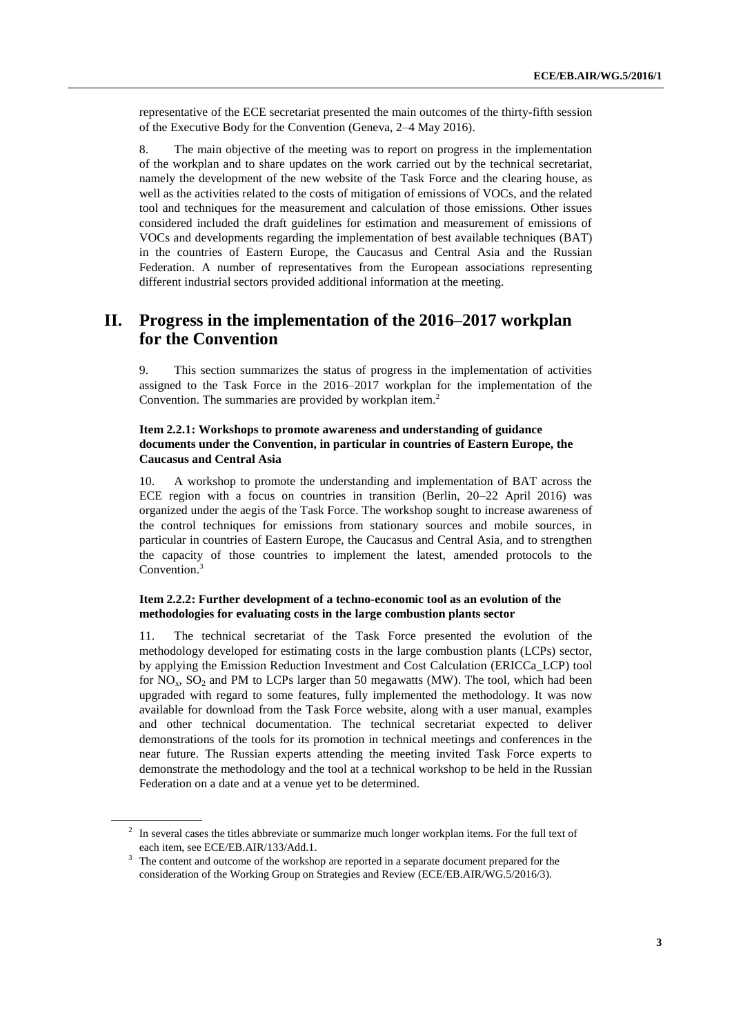representative of the ECE secretariat presented the main outcomes of the thirty-fifth session of the Executive Body for the Convention (Geneva, 2–4 May 2016).

8. The main objective of the meeting was to report on progress in the implementation of the workplan and to share updates on the work carried out by the technical secretariat, namely the development of the new website of the Task Force and the clearing house, as well as the activities related to the costs of mitigation of emissions of VOCs, and the related tool and techniques for the measurement and calculation of those emissions. Other issues considered included the draft guidelines for estimation and measurement of emissions of VOCs and developments regarding the implementation of best available techniques (BAT) in the countries of Eastern Europe, the Caucasus and Central Asia and the Russian Federation. A number of representatives from the European associations representing different industrial sectors provided additional information at the meeting.

## II. Progress in the implementation of the 2016–2017 workplan for the Convention

9. This section summarizes the status of progress in the implementation of activities assigned to the Task Force in the 2016–2017 workplan for the implementation of the Convention. The summaries are provided by workplan item.[2]

### Item 2.2.1: Workshops to promote awareness and understanding of guidance documents under the Convention, in particular in countries of Eastern Europe, the Caucasus and Central Asia

10. A workshop to promote the understanding and implementation of BAT across the ECE region with a focus on countries in transition (Berlin, 20–22 April 2016) was organized under the aegis of the Task Force. The workshop sought to increase awareness of the control techniques for emissions from stationary sources and mobile sources, in particular in countries of Eastern Europe, the Caucasus and Central Asia, and to strengthen the capacity of those countries to implement the latest, amended protocols to the Convention.[3]

### Item 2.2.2: Further development of a techno-economic tool as an evolution of the methodologies for evaluating costs in the large combustion plants sector

11. The technical secretariat of the Task Force presented the evolution of the methodology developed for estimating costs in the large combustion plants (LCPs) sector, by applying the Emission Reduction Investment and Cost Calculation (ERICCa_LCP) tool for $NO_x$, $SO_2$ and PM to LCPs larger than 50 megawatts (MW). The tool, which had been upgraded with regard to some features, fully implemented the methodology. It was now available for download from the Task Force website, along with a user manual, examples and other technical documentation. The technical secretariat expected to deliver demonstrations of the tools for its promotion in technical meetings and conferences in the near future. The Russian experts attending the meeting invited Task Force experts to demonstrate the methodology and the tool at a technical workshop to be held in the Russian Federation on a date and at a venue yet to be determined.

---

[2] In several cases the titles abbreviate or summarize much longer workplan items. For the full text of each item, see ECE/EB.AIR/133/Add.1.

[3] The content and outcome of the workshop are reported in a separate document prepared for the consideration of the Working Group on Strategies and Review (ECE/EB.AIR/WG.5/2016/3).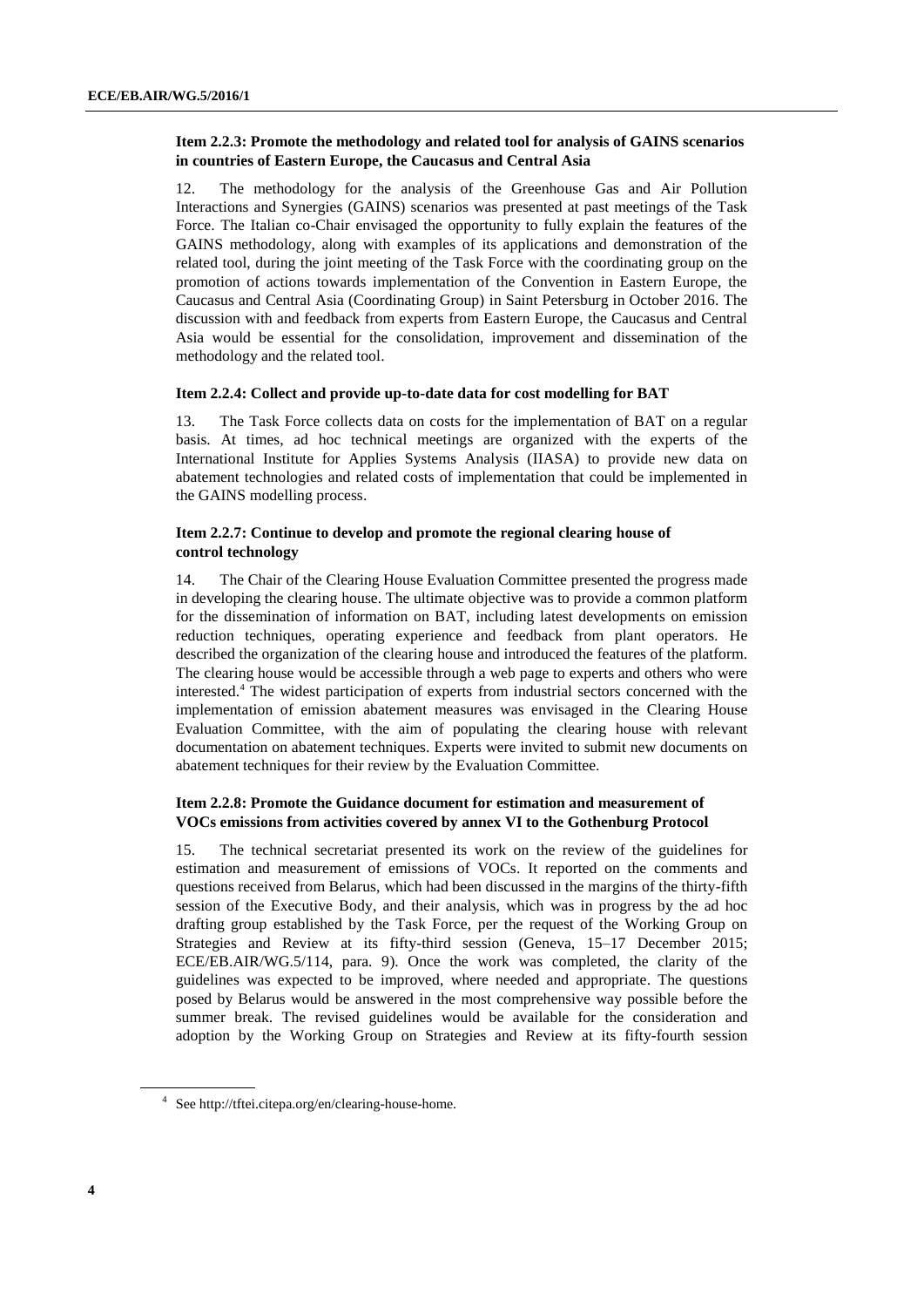### Item 2.2.3: Promote the methodology and related tool for analysis of GAINS scenarios in countries of Eastern Europe, the Caucasus and Central Asia

12. The methodology for the analysis of the Greenhouse Gas and Air Pollution Interactions and Synergies (GAINS) scenarios was presented at past meetings of the Task Force. The Italian co-Chair envisaged the opportunity to fully explain the features of the GAINS methodology, along with examples of its applications and demonstration of the related tool, during the joint meeting of the Task Force with the coordinating group on the promotion of actions towards implementation of the Convention in Eastern Europe, the Caucasus and Central Asia (Coordinating Group) in Saint Petersburg in October 2016. The discussion with and feedback from experts from Eastern Europe, the Caucasus and Central Asia would be essential for the consolidation, improvement and dissemination of the methodology and the related tool.

### Item 2.2.4: Collect and provide up-to-date data for cost modelling for BAT

13. The Task Force collects data on costs for the implementation of BAT on a regular basis. At times, ad hoc technical meetings are organized with the experts of the International Institute for Applies Systems Analysis (IIASA) to provide new data on abatement technologies and related costs of implementation that could be implemented in the GAINS modelling process.

### Item 2.2.7: Continue to develop and promote the regional clearing house of control technology

14. The Chair of the Clearing House Evaluation Committee presented the progress made in developing the clearing house. The ultimate objective was to provide a common platform for the dissemination of information on BAT, including latest developments on emission reduction techniques, operating experience and feedback from plant operators. He described the organization of the clearing house and introduced the features of the platform. The clearing house would be accessible through a web page to experts and others who were interested.[4] The widest participation of experts from industrial sectors concerned with the implementation of emission abatement measures was envisaged in the Clearing House Evaluation Committee, with the aim of populating the clearing house with relevant documentation on abatement techniques. Experts were invited to submit new documents on abatement techniques for their review by the Evaluation Committee.

### Item 2.2.8: Promote the Guidance document for estimation and measurement of VOCs emissions from activities covered by annex VI to the Gothenburg Protocol

15. The technical secretariat presented its work on the review of the guidelines for estimation and measurement of emissions of VOCs. It reported on the comments and questions received from Belarus, which had been discussed in the margins of the thirty-fifth session of the Executive Body, and their analysis, which was in progress by the ad hoc drafting group established by the Task Force, per the request of the Working Group on Strategies and Review at its fifty-third session (Geneva, 15–17 December 2015; ECE/EB.AIR/WG.5/114, para. 9). Once the work was completed, the clarity of the guidelines was expected to be improved, where needed and appropriate. The questions posed by Belarus would be answered in the most comprehensive way possible before the summer break. The revised guidelines would be available for the consideration and adoption by the Working Group on Strategies and Review at its fifty-fourth session

[4] See http://tftei.citepa.org/en/clearing-house-home.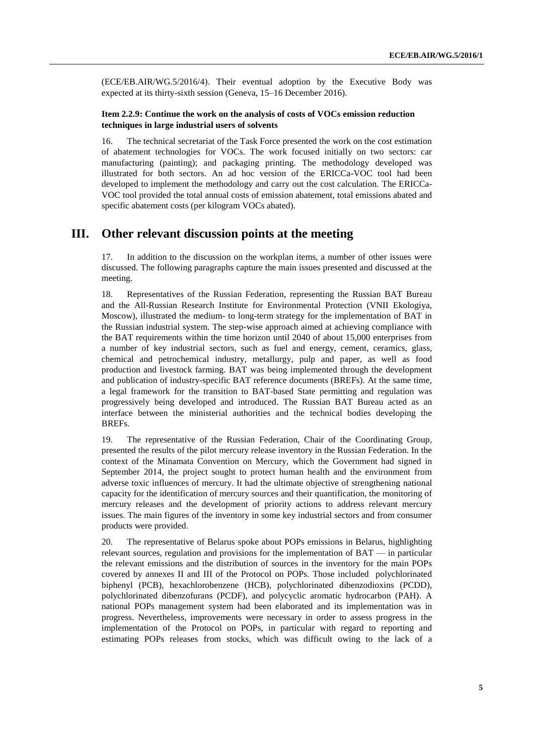(ECE/EB.AIR/WG.5/2016/4). Their eventual adoption by the Executive Body was expected at its thirty-sixth session (Geneva, 15–16 December 2016).

**Item 2.2.9: Continue the work on the analysis of costs of VOCs emission reduction techniques in large industrial users of solvents**

16. The technical secretariat of the Task Force presented the work on the cost estimation of abatement technologies for VOCs. The work focused initially on two sectors: car manufacturing (painting); and packaging printing. The methodology developed was illustrated for both sectors. An ad hoc version of the ERICCa-VOC tool had been developed to implement the methodology and carry out the cost calculation. The ERICCa-VOC tool provided the total annual costs of emission abatement, total emissions abated and specific abatement costs (per kilogram VOCs abated).

## III. Other relevant discussion points at the meeting

17. In addition to the discussion on the workplan items, a number of other issues were discussed. The following paragraphs capture the main issues presented and discussed at the meeting.

18. Representatives of the Russian Federation, representing the Russian BAT Bureau and the All-Russian Research Institute for Environmental Protection (VNII Ekologiya, Moscow), illustrated the medium- to long-term strategy for the implementation of BAT in the Russian industrial system. The step-wise approach aimed at achieving compliance with the BAT requirements within the time horizon until 2040 of about 15,000 enterprises from a number of key industrial sectors, such as fuel and energy, cement, ceramics, glass, chemical and petrochemical industry, metallurgy, pulp and paper, as well as food production and livestock farming. BAT was being implemented through the development and publication of industry-specific BAT reference documents (BREFs). At the same time, a legal framework for the transition to BAT-based State permitting and regulation was progressively being developed and introduced. The Russian BAT Bureau acted as an interface between the ministerial authorities and the technical bodies developing the BREFs.

19. The representative of the Russian Federation, Chair of the Coordinating Group, presented the results of the pilot mercury release inventory in the Russian Federation. In the context of the Minamata Convention on Mercury, which the Government had signed in September 2014, the project sought to protect human health and the environment from adverse toxic influences of mercury. It had the ultimate objective of strengthening national capacity for the identification of mercury sources and their quantification, the monitoring of mercury releases and the development of priority actions to address relevant mercury issues. The main figures of the inventory in some key industrial sectors and from consumer products were provided.

20. The representative of Belarus spoke about POPs emissions in Belarus, highlighting relevant sources, regulation and provisions for the implementation of BAT — in particular the relevant emissions and the distribution of sources in the inventory for the main POPs covered by annexes II and III of the Protocol on POPs. Those included polychlorinated biphenyl (PCB), hexachlorobenzene (HCB), polychlorinated dibenzodioxins (PCDD), polychlorinated dibenzofurans (PCDF), and polycyclic aromatic hydrocarbon (PAH). A national POPs management system had been elaborated and its implementation was in progress. Nevertheless, improvements were necessary in order to assess progress in the implementation of the Protocol on POPs, in particular with regard to reporting and estimating POPs releases from stocks, which was difficult owing to the lack of a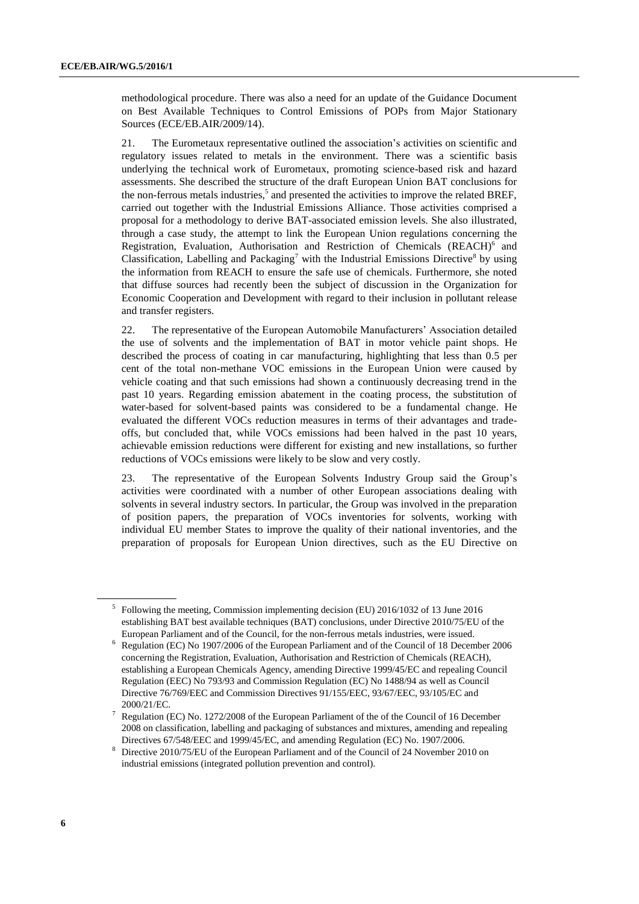methodological procedure. There was also a need for an update of the Guidance Document on Best Available Techniques to Control Emissions of POPs from Major Stationary Sources (ECE/EB.AIR/2009/14).

21. The Eurometaux representative outlined the association's activities on scientific and regulatory issues related to metals in the environment. There was a scientific basis underlying the technical work of Eurometaux, promoting science-based risk and hazard assessments. She described the structure of the draft European Union BAT conclusions for the non-ferrous metals industries,[5] and presented the activities to improve the related BREF, carried out together with the Industrial Emissions Alliance. Those activities comprised a proposal for a methodology to derive BAT-associated emission levels. She also illustrated, through a case study, the attempt to link the European Union regulations concerning the Registration, Evaluation, Authorisation and Restriction of Chemicals (REACH)[6] and Classification, Labelling and Packaging[7] with the Industrial Emissions Directive[8] by using the information from REACH to ensure the safe use of chemicals. Furthermore, she noted that diffuse sources had recently been the subject of discussion in the Organization for Economic Cooperation and Development with regard to their inclusion in pollutant release and transfer registers.

22. The representative of the European Automobile Manufacturers' Association detailed the use of solvents and the implementation of BAT in motor vehicle paint shops. He described the process of coating in car manufacturing, highlighting that less than 0.5 per cent of the total non-methane VOC emissions in the European Union were caused by vehicle coating and that such emissions had shown a continuously decreasing trend in the past 10 years. Regarding emission abatement in the coating process, the substitution of water-based for solvent-based paints was considered to be a fundamental change. He evaluated the different VOCs reduction measures in terms of their advantages and trade-offs, but concluded that, while VOCs emissions had been halved in the past 10 years, achievable emission reductions were different for existing and new installations, so further reductions of VOCs emissions were likely to be slow and very costly.

23. The representative of the European Solvents Industry Group said the Group's activities were coordinated with a number of other European associations dealing with solvents in several industry sectors. In particular, the Group was involved in the preparation of position papers, the preparation of VOCs inventories for solvents, working with individual EU member States to improve the quality of their national inventories, and the preparation of proposals for European Union directives, such as the EU Directive on

---

[5] Following the meeting, Commission implementing decision (EU) 2016/1032 of 13 June 2016 establishing BAT best available techniques (BAT) conclusions, under Directive 2010/75/EU of the European Parliament and of the Council, for the non-ferrous metals industries, were issued.

[6] Regulation (EC) No 1907/2006 of the European Parliament and of the Council of 18 December 2006 concerning the Registration, Evaluation, Authorisation and Restriction of Chemicals (REACH), establishing a European Chemicals Agency, amending Directive 1999/45/EC and repealing Council Regulation (EEC) No 793/93 and Commission Regulation (EC) No 1488/94 as well as Council Directive 76/769/EEC and Commission Directives 91/155/EEC, 93/67/EEC, 93/105/EC and 2000/21/EC.

[7] Regulation (EC) No. 1272/2008 of the European Parliament of the of the Council of 16 December 2008 on classification, labelling and packaging of substances and mixtures, amending and repealing Directives 67/548/EEC and 1999/45/EC, and amending Regulation (EC) No. 1907/2006.

[8] Directive 2010/75/EU of the European Parliament and of the Council of 24 November 2010 on industrial emissions (integrated pollution prevention and control).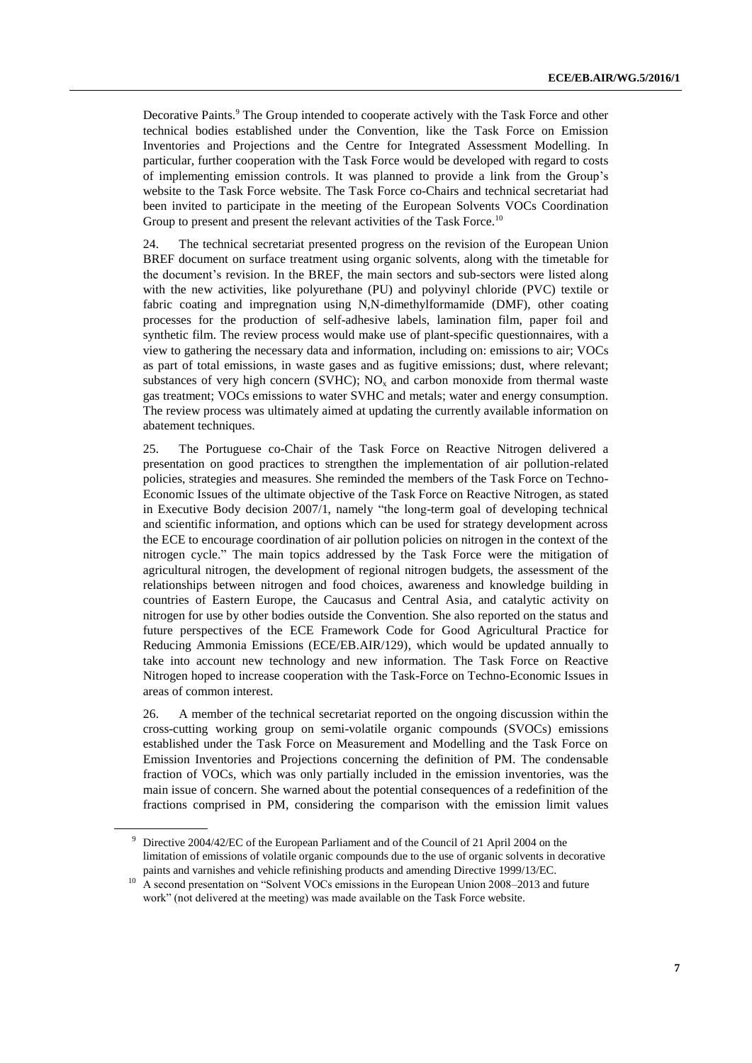Decorative Paints.[9] The Group intended to cooperate actively with the Task Force and other technical bodies established under the Convention, like the Task Force on Emission Inventories and Projections and the Centre for Integrated Assessment Modelling. In particular, further cooperation with the Task Force would be developed with regard to costs of implementing emission controls. It was planned to provide a link from the Group's website to the Task Force website. The Task Force co-Chairs and technical secretariat had been invited to participate in the meeting of the European Solvents VOCs Coordination Group to present and present the relevant activities of the Task Force.[10]

24. The technical secretariat presented progress on the revision of the European Union BREF document on surface treatment using organic solvents, along with the timetable for the document's revision. In the BREF, the main sectors and sub-sectors were listed along with the new activities, like polyurethane (PU) and polyvinyl chloride (PVC) textile or fabric coating and impregnation using N,N-dimethylformamide (DMF), other coating processes for the production of self-adhesive labels, lamination film, paper foil and synthetic film. The review process would make use of plant-specific questionnaires, with a view to gathering the necessary data and information, including on: emissions to air; VOCs as part of total emissions, in waste gases and as fugitive emissions; dust, where relevant; substances of very high concern (SVHC); $NO_x$ and carbon monoxide from thermal waste gas treatment; VOCs emissions to water SVHC and metals; water and energy consumption. The review process was ultimately aimed at updating the currently available information on abatement techniques.

25. The Portuguese co-Chair of the Task Force on Reactive Nitrogen delivered a presentation on good practices to strengthen the implementation of air pollution-related policies, strategies and measures. She reminded the members of the Task Force on Techno-Economic Issues of the ultimate objective of the Task Force on Reactive Nitrogen, as stated in Executive Body decision 2007/1, namely "the long-term goal of developing technical and scientific information, and options which can be used for strategy development across the ECE to encourage coordination of air pollution policies on nitrogen in the context of the nitrogen cycle." The main topics addressed by the Task Force were the mitigation of agricultural nitrogen, the development of regional nitrogen budgets, the assessment of the relationships between nitrogen and food choices, awareness and knowledge building in countries of Eastern Europe, the Caucasus and Central Asia, and catalytic activity on nitrogen for use by other bodies outside the Convention. She also reported on the status and future perspectives of the ECE Framework Code for Good Agricultural Practice for Reducing Ammonia Emissions (ECE/EB.AIR/129), which would be updated annually to take into account new technology and new information. The Task Force on Reactive Nitrogen hoped to increase cooperation with the Task-Force on Techno-Economic Issues in areas of common interest.

26. A member of the technical secretariat reported on the ongoing discussion within the cross-cutting working group on semi-volatile organic compounds (SVOCs) emissions established under the Task Force on Measurement and Modelling and the Task Force on Emission Inventories and Projections concerning the definition of PM. The condensable fraction of VOCs, which was only partially included in the emission inventories, was the main issue of concern. She warned about the potential consequences of a redefinition of the fractions comprised in PM, considering the comparison with the emission limit values

---

[9] Directive 2004/42/EC of the European Parliament and of the Council of 21 April 2004 on the limitation of emissions of volatile organic compounds due to the use of organic solvents in decorative paints and varnishes and vehicle refinishing products and amending Directive 1999/13/EC.

[10] A second presentation on "Solvent VOCs emissions in the European Union 2008–2013 and future work" (not delivered at the meeting) was made available on the Task Force website.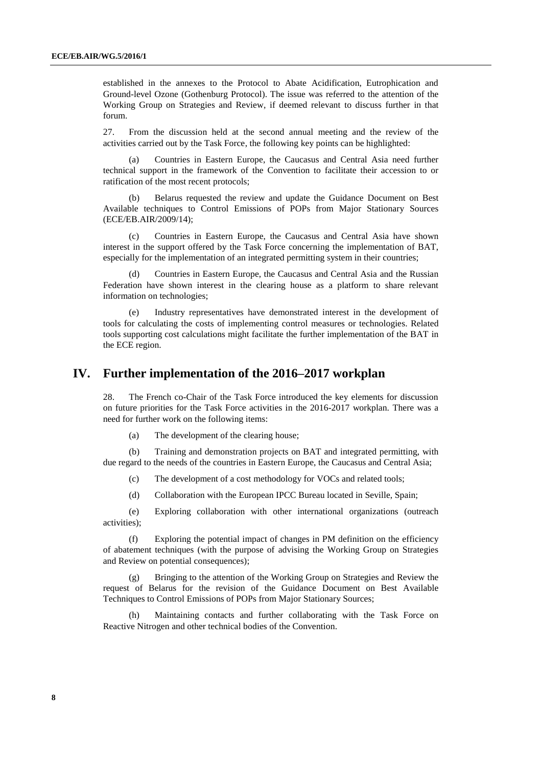established in the annexes to the Protocol to Abate Acidification, Eutrophication and Ground-level Ozone (Gothenburg Protocol). The issue was referred to the attention of the Working Group on Strategies and Review, if deemed relevant to discuss further in that forum.

27. From the discussion held at the second annual meeting and the review of the activities carried out by the Task Force, the following key points can be highlighted:

(a) Countries in Eastern Europe, the Caucasus and Central Asia need further technical support in the framework of the Convention to facilitate their accession to or ratification of the most recent protocols;

(b) Belarus requested the review and update the Guidance Document on Best Available techniques to Control Emissions of POPs from Major Stationary Sources (ECE/EB.AIR/2009/14);

(c) Countries in Eastern Europe, the Caucasus and Central Asia have shown interest in the support offered by the Task Force concerning the implementation of BAT, especially for the implementation of an integrated permitting system in their countries;

(d) Countries in Eastern Europe, the Caucasus and Central Asia and the Russian Federation have shown interest in the clearing house as a platform to share relevant information on technologies;

(e) Industry representatives have demonstrated interest in the development of tools for calculating the costs of implementing control measures or technologies. Related tools supporting cost calculations might facilitate the further implementation of the BAT in the ECE region.

# IV. Further implementation of the 2016–2017 workplan

28. The French co-Chair of the Task Force introduced the key elements for discussion on future priorities for the Task Force activities in the 2016-2017 workplan. There was a need for further work on the following items:

(a) The development of the clearing house;

(b) Training and demonstration projects on BAT and integrated permitting, with due regard to the needs of the countries in Eastern Europe, the Caucasus and Central Asia;

(c) The development of a cost methodology for VOCs and related tools;

(d) Collaboration with the European IPCC Bureau located in Seville, Spain;

(e) Exploring collaboration with other international organizations (outreach activities);

(f) Exploring the potential impact of changes in PM definition on the efficiency of abatement techniques (with the purpose of advising the Working Group on Strategies and Review on potential consequences);

(g) Bringing to the attention of the Working Group on Strategies and Review the request of Belarus for the revision of the Guidance Document on Best Available Techniques to Control Emissions of POPs from Major Stationary Sources;

(h) Maintaining contacts and further collaborating with the Task Force on Reactive Nitrogen and other technical bodies of the Convention.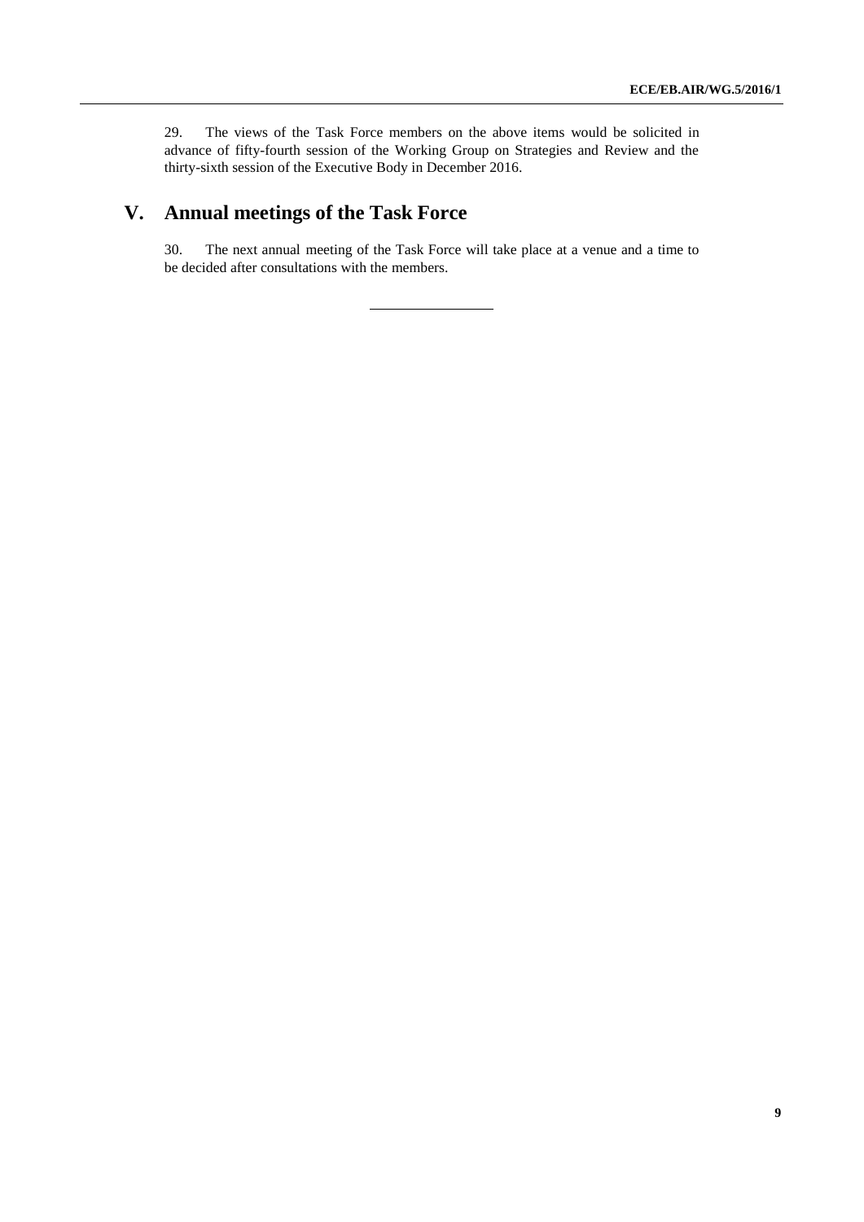29. The views of the Task Force members on the above items would be solicited in advance of fifty-fourth session of the Working Group on Strategies and Review and the thirty-sixth session of the Executive Body in December 2016.

# V. Annual meetings of the Task Force

30. The next annual meeting of the Task Force will take place at a venue and a time to be decided after consultations with the members.